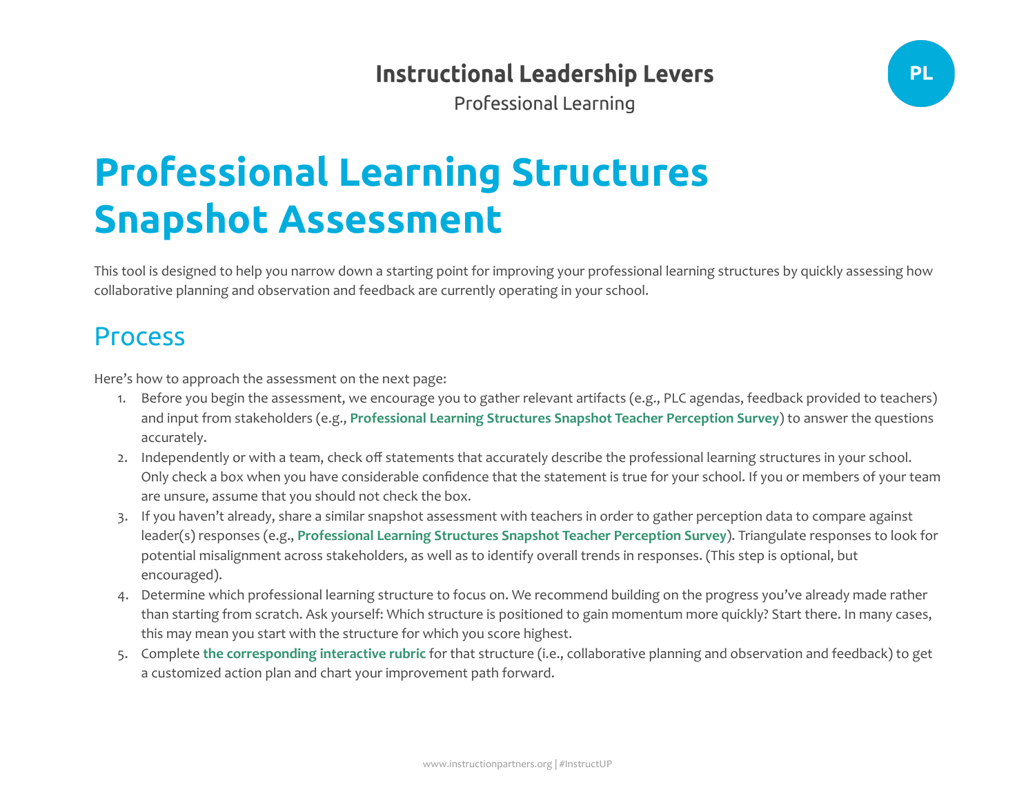Instructional Leadership Levers

Professional Learning

PL

# Professional Learning Structures Snapshot Assessment

This tool is designed to help you narrow down a starting point for improving your professional learning structures by quickly assessing how collaborative planning and observation and feedback are currently operating in your school.

## Process

Here's how to approach the assessment on the next page:

1. Before you begin the assessment, we encourage you to gather relevant artifacts (e.g., PLC agendas, feedback provided to teachers) and input from stakeholders (e.g., **Professional Learning Structures Snapshot Teacher Perception Survey**) to answer the questions accurately.
2. Independently or with a team, check off statements that accurately describe the professional learning structures in your school. Only check a box when you have considerable confidence that the statement is true for your school. If you or members of your team are unsure, assume that you should not check the box.
3. If you haven't already, share a similar snapshot assessment with teachers in order to gather perception data to compare against leader(s) responses (e.g., **Professional Learning Structures Snapshot Teacher Perception Survey**). Triangulate responses to look for potential misalignment across stakeholders, as well as to identify overall trends in responses. (This step is optional, but encouraged).
4. Determine which professional learning structure to focus on. We recommend building on the progress you've already made rather than starting from scratch. Ask yourself: Which structure is positioned to gain momentum more quickly? Start there. In many cases, this may mean you start with the structure for which you score highest.
5. Complete **the corresponding interactive rubric** for that structure (i.e., collaborative planning and observation and feedback) to get a customized action plan and chart your improvement path forward.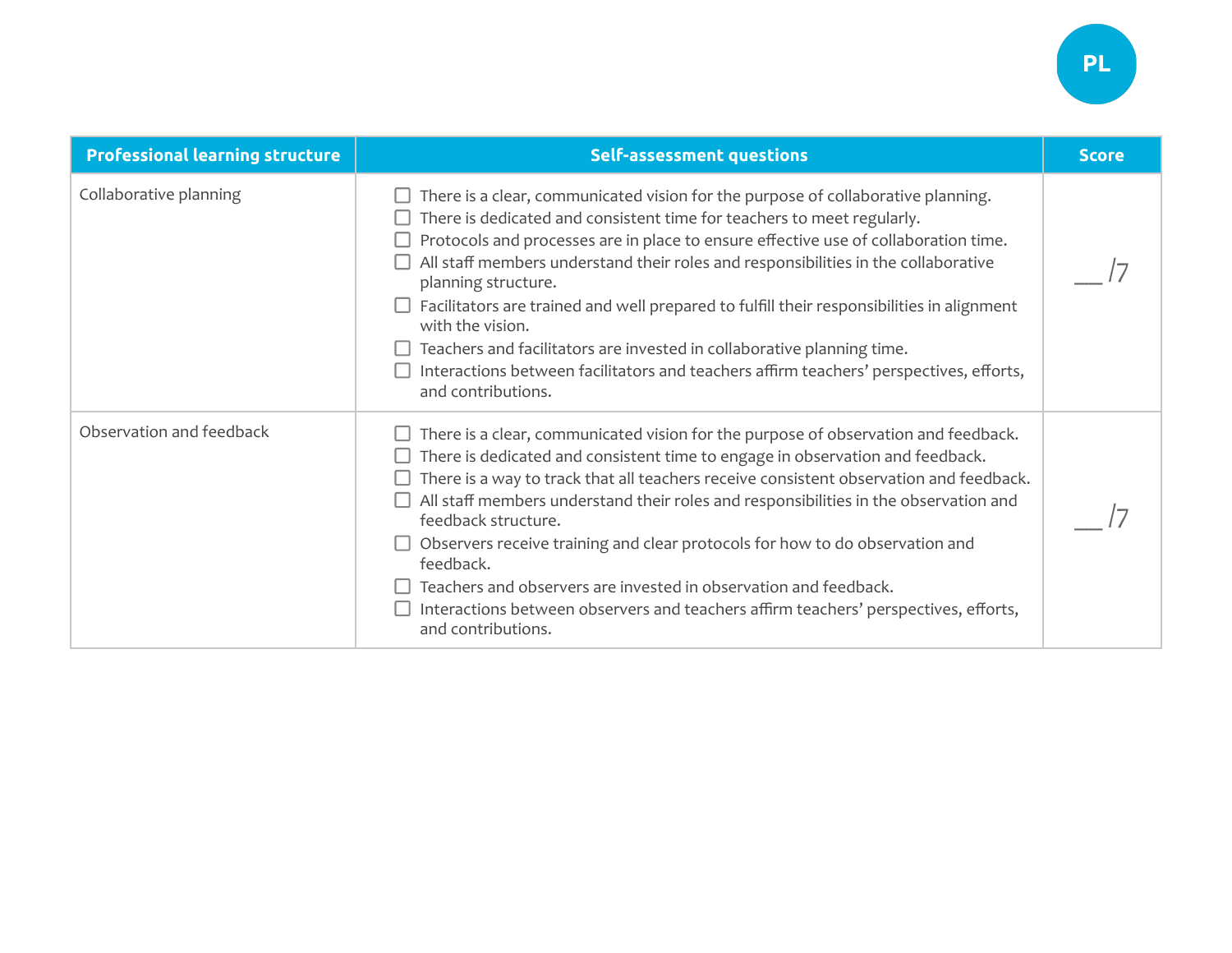PL

| Professional learning structure | Self-assessment questions | Score |
| --- | --- | --- |
| Collaborative planning | ☐ There is a clear, communicated vision for the purpose of collaborative planning.<br>☐ There is dedicated and consistent time for teachers to meet regularly.<br>☐ Protocols and processes are in place to ensure effective use of collaboration time.<br>☐ All staff members understand their roles and responsibilities in the collaborative planning structure.<br>☐ Facilitators are trained and well prepared to fulfill their responsibilities in alignment with the vision.<br>☐ Teachers and facilitators are invested in collaborative planning time.<br>☐ Interactions between facilitators and teachers affirm teachers' perspectives, efforts, and contributions. | ___ /7 |
| Observation and feedback | ☐ There is a clear, communicated vision for the purpose of observation and feedback.<br>☐ There is dedicated and consistent time to engage in observation and feedback.<br>☐ There is a way to track that all teachers receive consistent observation and feedback.<br>☐ All staff members understand their roles and responsibilities in the observation and feedback structure.<br>☐ Observers receive training and clear protocols for how to do observation and feedback.<br>☐ Teachers and observers are invested in observation and feedback.<br>☐ Interactions between observers and teachers affirm teachers' perspectives, efforts, and contributions. | ___ /7 |